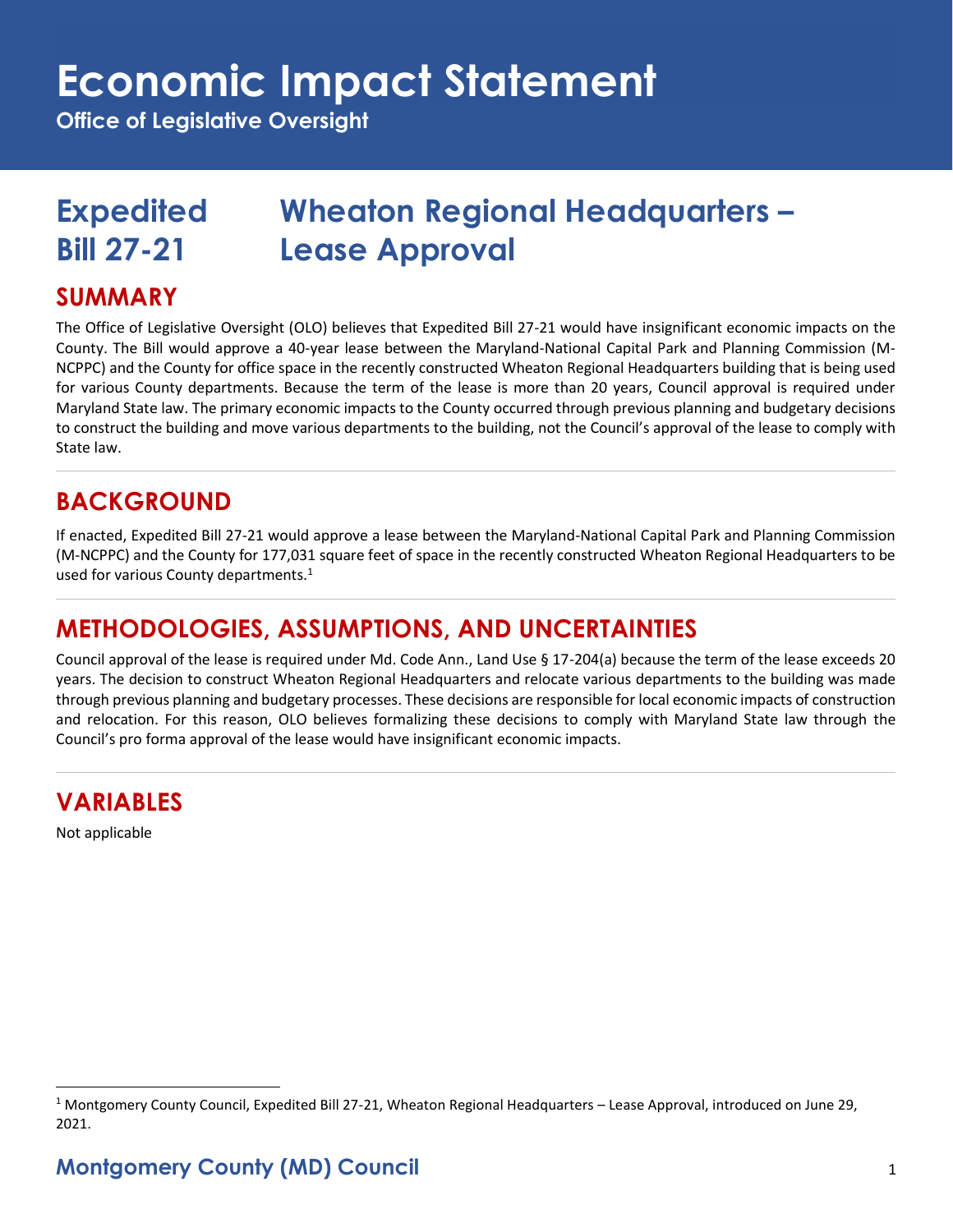# Economic Impact Statement

**Office of Legislative Oversight**

# Expedited Bill 27-21 — Wheaton Regional Headquarters – Lease Approval

## SUMMARY

The Office of Legislative Oversight (OLO) believes that Expedited Bill 27-21 would have insignificant economic impacts on the County. The Bill would approve a 40-year lease between the Maryland-National Capital Park and Planning Commission (M-NCPPC) and the County for office space in the recently constructed Wheaton Regional Headquarters building that is being used for various County departments. Because the term of the lease is more than 20 years, Council approval is required under Maryland State law. The primary economic impacts to the County occurred through previous planning and budgetary decisions to construct the building and move various departments to the building, not the Council's approval of the lease to comply with State law.

## BACKGROUND

If enacted, Expedited Bill 27-21 would approve a lease between the Maryland-National Capital Park and Planning Commission (M-NCPPC) and the County for 177,031 square feet of space in the recently constructed Wheaton Regional Headquarters to be used for various County departments.[1]

## METHODOLOGIES, ASSUMPTIONS, AND UNCERTAINTIES

Council approval of the lease is required under Md. Code Ann., Land Use § 17-204(a) because the term of the lease exceeds 20 years. The decision to construct Wheaton Regional Headquarters and relocate various departments to the building was made through previous planning and budgetary processes. These decisions are responsible for local economic impacts of construction and relocation. For this reason, OLO believes formalizing these decisions to comply with Maryland State law through the Council's pro forma approval of the lease would have insignificant economic impacts.

## VARIABLES

Not applicable

[1] Montgomery County Council, Expedited Bill 27-21, Wheaton Regional Headquarters – Lease Approval, introduced on June 29, 2021.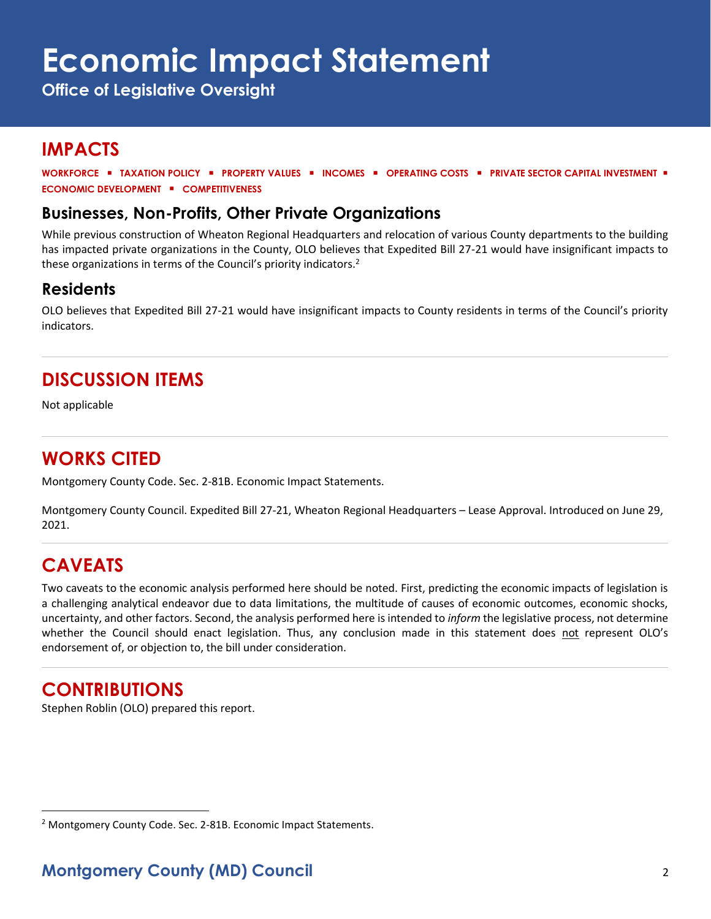# Economic Impact Statement

**Office of Legislative Oversight**

## IMPACTS

**WORKFORCE ▪ TAXATION POLICY ▪ PROPERTY VALUES ▪ INCOMES ▪ OPERATING COSTS ▪ PRIVATE SECTOR CAPITAL INVESTMENT ▪ ECONOMIC DEVELOPMENT ▪ COMPETITIVENESS**

### Businesses, Non-Profits, Other Private Organizations

While previous construction of Wheaton Regional Headquarters and relocation of various County departments to the building has impacted private organizations in the County, OLO believes that Expedited Bill 27-21 would have insignificant impacts to these organizations in terms of the Council's priority indicators.[2]

### Residents

OLO believes that Expedited Bill 27-21 would have insignificant impacts to County residents in terms of the Council's priority indicators.

## DISCUSSION ITEMS

Not applicable

## WORKS CITED

Montgomery County Code. Sec. 2-81B. Economic Impact Statements.

Montgomery County Council. Expedited Bill 27-21, Wheaton Regional Headquarters – Lease Approval. Introduced on June 29, 2021.

## CAVEATS

Two caveats to the economic analysis performed here should be noted. First, predicting the economic impacts of legislation is a challenging analytical endeavor due to data limitations, the multitude of causes of economic outcomes, economic shocks, uncertainty, and other factors. Second, the analysis performed here is intended to *inform* the legislative process, not determine whether the Council should enact legislation. Thus, any conclusion made in this statement does <u>not</u> represent OLO's endorsement of, or objection to, the bill under consideration.

## CONTRIBUTIONS

Stephen Roblin (OLO) prepared this report.

[2] Montgomery County Code. Sec. 2-81B. Economic Impact Statements.